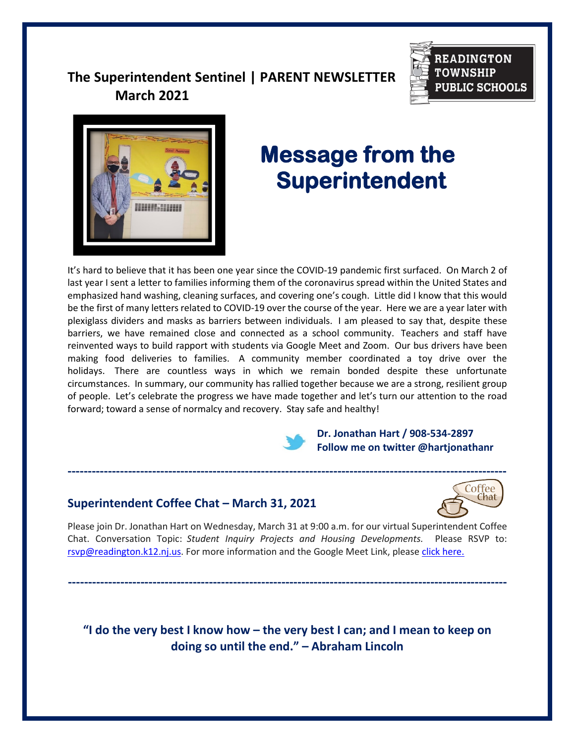**The Superintendent Sentinel | PARENT NEWSLETTER**
**March 2021**

READINGTON TOWNSHIP PUBLIC SCHOOLS

# Message from the Superintendent

It's hard to believe that it has been one year since the COVID-19 pandemic first surfaced. On March 2 of last year I sent a letter to families informing them of the coronavirus spread within the United States and emphasized hand washing, cleaning surfaces, and covering one's cough. Little did I know that this would be the first of many letters related to COVID-19 over the course of the year. Here we are a year later with plexiglass dividers and masks as barriers between individuals. I am pleased to say that, despite these barriers, we have remained close and connected as a school community. Teachers and staff have reinvented ways to build rapport with students via Google Meet and Zoom. Our bus drivers have been making food deliveries to families. A community member coordinated a toy drive over the holidays. There are countless ways in which we remain bonded despite these unfortunate circumstances. In summary, our community has rallied together because we are a strong, resilient group of people. Let's celebrate the progress we have made together and let's turn our attention to the road forward; toward a sense of normalcy and recovery. Stay safe and healthy!

**Dr. Jonathan Hart / 908-534-2897**
**Follow me on twitter @hartjonathanr**

---

## Superintendent Coffee Chat – March 31, 2021

Please join Dr. Jonathan Hart on Wednesday, March 31 at 9:00 a.m. for our virtual Superintendent Coffee Chat. Conversation Topic: *Student Inquiry Projects and Housing Developments.* Please RSVP to: rsvp@readington.k12.nj.us. For more information and the Google Meet Link, please click here.

---

**"I do the very best I know how – the very best I can; and I mean to keep on doing so until the end." – Abraham Lincoln**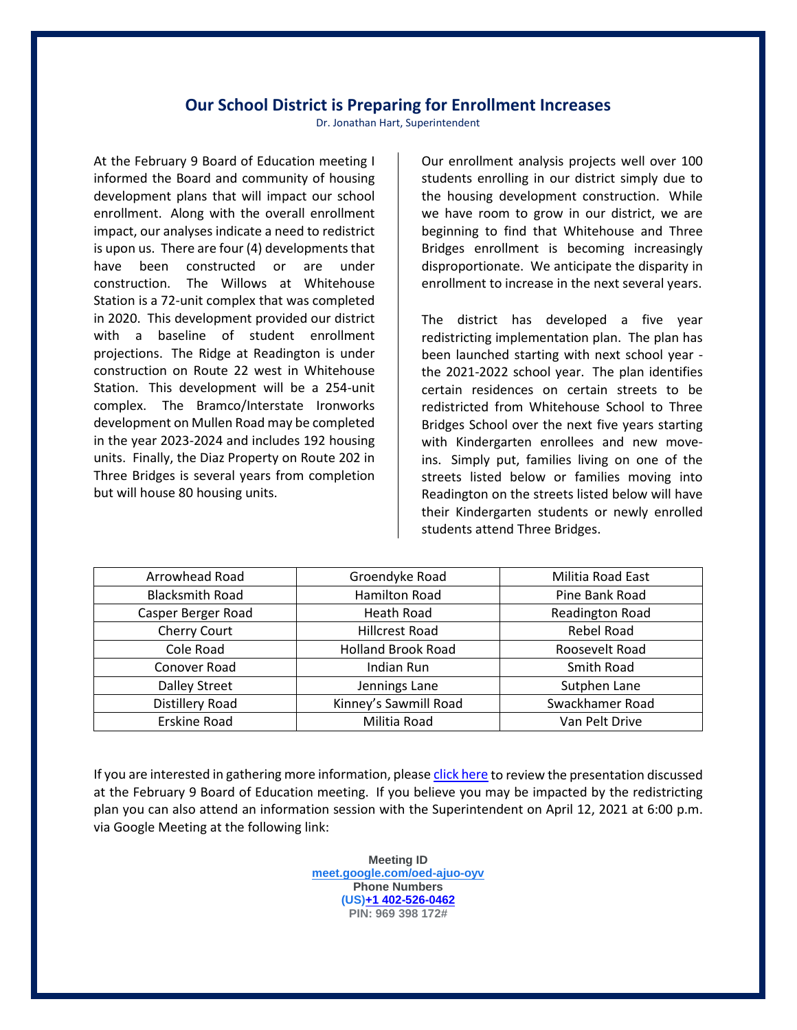## Our School District is Preparing for Enrollment Increases

Dr. Jonathan Hart, Superintendent

At the February 9 Board of Education meeting I informed the Board and community of housing development plans that will impact our school enrollment. Along with the overall enrollment impact, our analyses indicate a need to redistrict is upon us. There are four (4) developments that have been constructed or are under construction. The Willows at Whitehouse Station is a 72-unit complex that was completed in 2020. This development provided our district with a baseline of student enrollment projections. The Ridge at Readington is under construction on Route 22 west in Whitehouse Station. This development will be a 254-unit complex. The Bramco/Interstate Ironworks development on Mullen Road may be completed in the year 2023-2024 and includes 192 housing units. Finally, the Diaz Property on Route 202 in Three Bridges is several years from completion but will house 80 housing units.

Our enrollment analysis projects well over 100 students enrolling in our district simply due to the housing development construction. While we have room to grow in our district, we are beginning to find that Whitehouse and Three Bridges enrollment is becoming increasingly disproportionate. We anticipate the disparity in enrollment to increase in the next several years.

The district has developed a five year redistricting implementation plan. The plan has been launched starting with next school year - the 2021-2022 school year. The plan identifies certain residences on certain streets to be redistricted from Whitehouse School to Three Bridges School over the next five years starting with Kindergarten enrollees and new move-ins. Simply put, families living on one of the streets listed below or families moving into Readington on the streets listed below will have their Kindergarten students or newly enrolled students attend Three Bridges.

| | | |
|---|---|---|
| Arrowhead Road | Groendyke Road | Militia Road East |
| Blacksmith Road | Hamilton Road | Pine Bank Road |
| Casper Berger Road | Heath Road | Readington Road |
| Cherry Court | Hillcrest Road | Rebel Road |
| Cole Road | Holland Brook Road | Roosevelt Road |
| Conover Road | Indian Run | Smith Road |
| Dalley Street | Jennings Lane | Sutphen Lane |
| Distillery Road | Kinney's Sawmill Road | Swackhamer Road |
| Erskine Road | Militia Road | Van Pelt Drive |

If you are interested in gathering more information, please click here to review the presentation discussed at the February 9 Board of Education meeting. If you believe you may be impacted by the redistricting plan you can also attend an information session with the Superintendent on April 12, 2021 at 6:00 p.m. via Google Meeting at the following link:

**Meeting ID**
**meet.google.com/oed-ajuo-oyv**
**Phone Numbers**
**(US)+1 402-526-0462**
**PIN: 969 398 172#**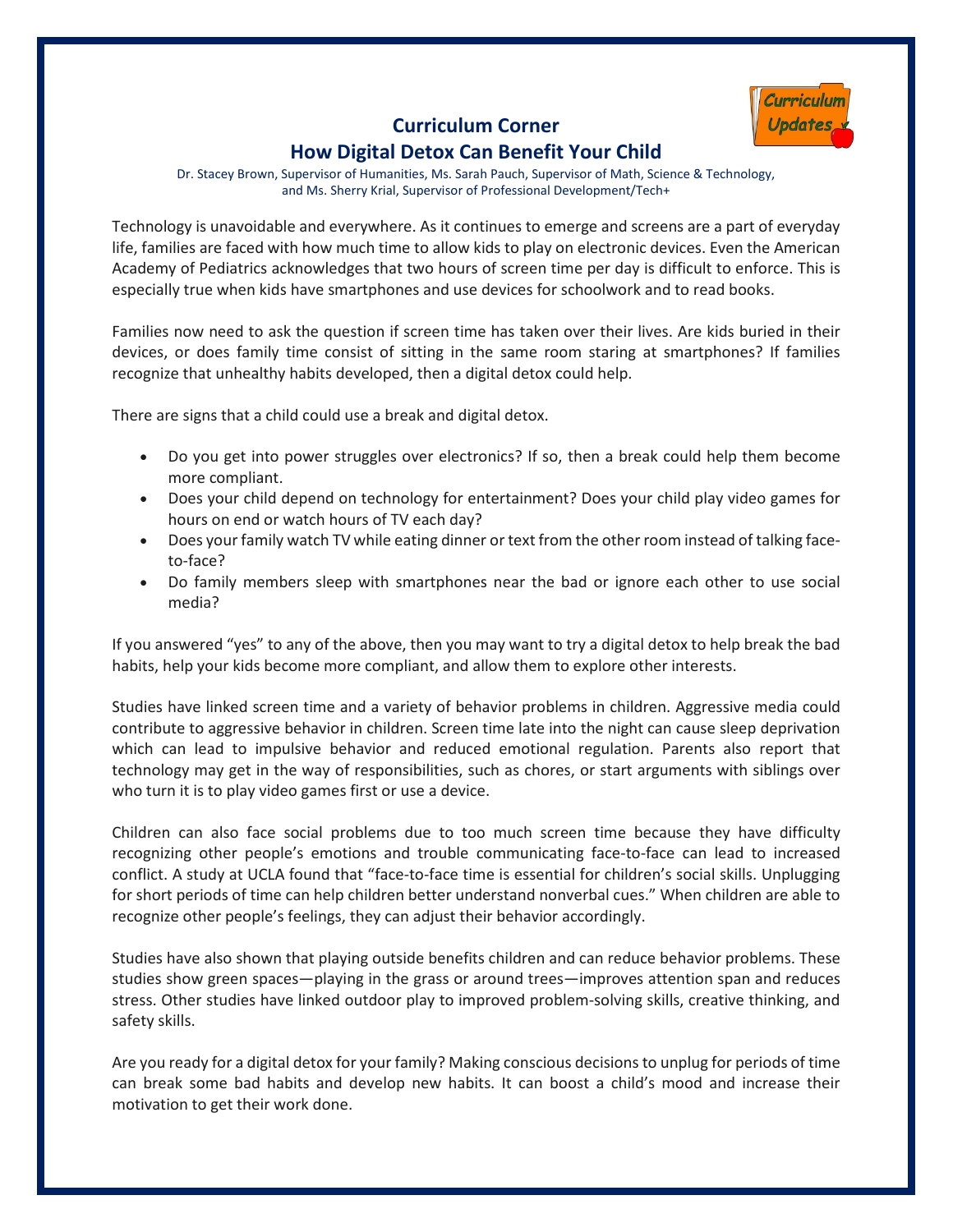# Curriculum Corner

## How Digital Detox Can Benefit Your Child

Dr. Stacey Brown, Supervisor of Humanities, Ms. Sarah Pauch, Supervisor of Math, Science & Technology, and Ms. Sherry Krial, Supervisor of Professional Development/Tech+

Technology is unavoidable and everywhere. As it continues to emerge and screens are a part of everyday life, families are faced with how much time to allow kids to play on electronic devices. Even the American Academy of Pediatrics acknowledges that two hours of screen time per day is difficult to enforce. This is especially true when kids have smartphones and use devices for schoolwork and to read books.

Families now need to ask the question if screen time has taken over their lives. Are kids buried in their devices, or does family time consist of sitting in the same room staring at smartphones? If families recognize that unhealthy habits developed, then a digital detox could help.

There are signs that a child could use a break and digital detox.

- Do you get into power struggles over electronics? If so, then a break could help them become more compliant.
- Does your child depend on technology for entertainment? Does your child play video games for hours on end or watch hours of TV each day?
- Does your family watch TV while eating dinner or text from the other room instead of talking face-to-face?
- Do family members sleep with smartphones near the bad or ignore each other to use social media?

If you answered "yes" to any of the above, then you may want to try a digital detox to help break the bad habits, help your kids become more compliant, and allow them to explore other interests.

Studies have linked screen time and a variety of behavior problems in children. Aggressive media could contribute to aggressive behavior in children. Screen time late into the night can cause sleep deprivation which can lead to impulsive behavior and reduced emotional regulation. Parents also report that technology may get in the way of responsibilities, such as chores, or start arguments with siblings over who turn it is to play video games first or use a device.

Children can also face social problems due to too much screen time because they have difficulty recognizing other people's emotions and trouble communicating face-to-face can lead to increased conflict. A study at UCLA found that "face-to-face time is essential for children's social skills. Unplugging for short periods of time can help children better understand nonverbal cues." When children are able to recognize other people's feelings, they can adjust their behavior accordingly.

Studies have also shown that playing outside benefits children and can reduce behavior problems. These studies show green spaces—playing in the grass or around trees—improves attention span and reduces stress. Other studies have linked outdoor play to improved problem-solving skills, creative thinking, and safety skills.

Are you ready for a digital detox for your family? Making conscious decisions to unplug for periods of time can break some bad habits and develop new habits. It can boost a child's mood and increase their motivation to get their work done.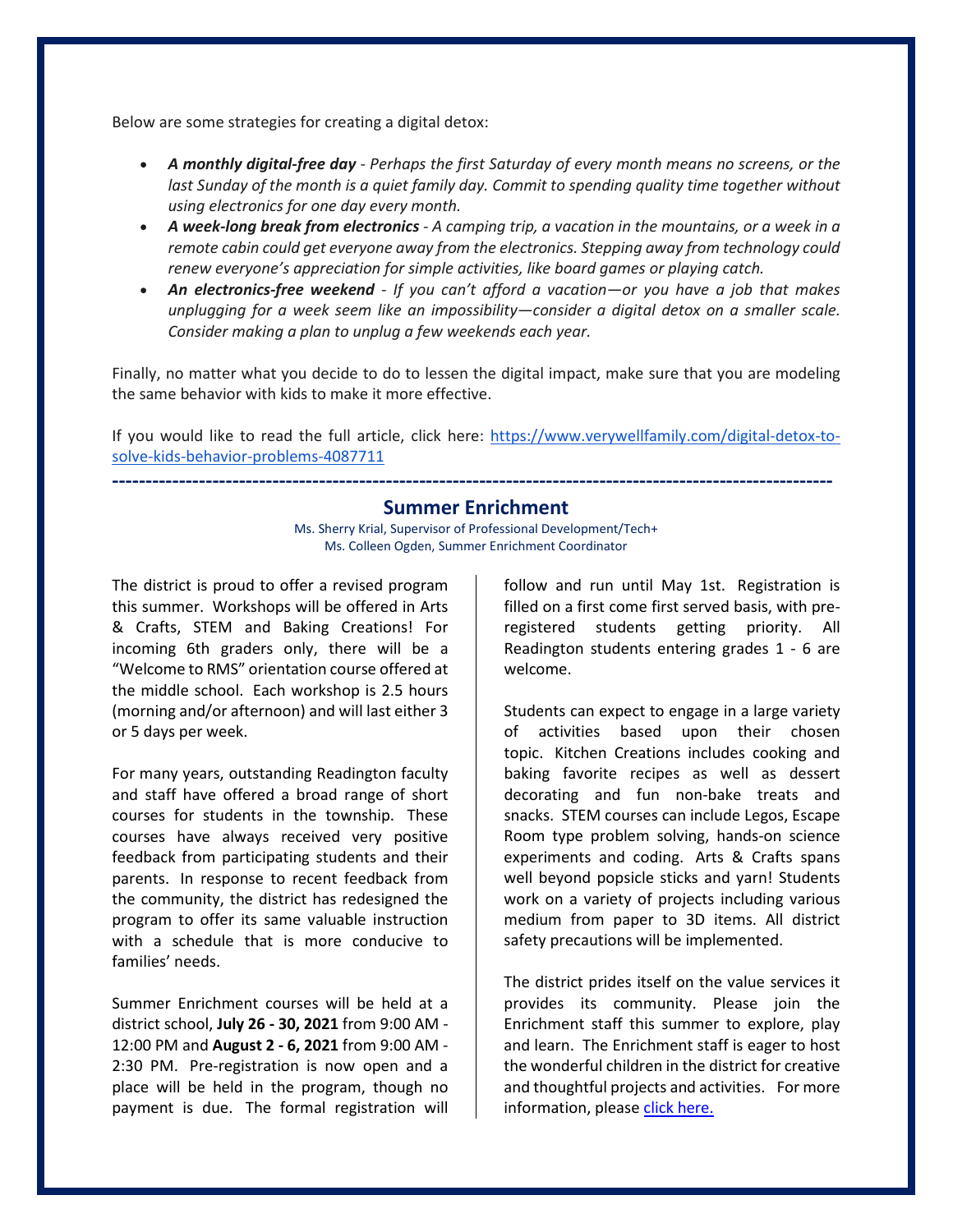Below are some strategies for creating a digital detox:

- ***A monthly digital-free day*** *- Perhaps the first Saturday of every month means no screens, or the last Sunday of the month is a quiet family day. Commit to spending quality time together without using electronics for one day every month.*
- ***A week-long break from electronics*** *- A camping trip, a vacation in the mountains, or a week in a remote cabin could get everyone away from the electronics. Stepping away from technology could renew everyone's appreciation for simple activities, like board games or playing catch.*
- ***An electronics-free weekend*** *- If you can't afford a vacation—or you have a job that makes unplugging for a week seem like an impossibility—consider a digital detox on a smaller scale. Consider making a plan to unplug a few weekends each year.*

Finally, no matter what you decide to do to lessen the digital impact, make sure that you are modeling the same behavior with kids to make it more effective.

If you would like to read the full article, click here: https://www.verywellfamily.com/digital-detox-to-solve-kids-behavior-problems-4087711

---

## Summer Enrichment

Ms. Sherry Krial, Supervisor of Professional Development/Tech+
Ms. Colleen Ogden, Summer Enrichment Coordinator

The district is proud to offer a revised program this summer. Workshops will be offered in Arts & Crafts, STEM and Baking Creations! For incoming 6th graders only, there will be a "Welcome to RMS" orientation course offered at the middle school. Each workshop is 2.5 hours (morning and/or afternoon) and will last either 3 or 5 days per week.

For many years, outstanding Readington faculty and staff have offered a broad range of short courses for students in the township. These courses have always received very positive feedback from participating students and their parents. In response to recent feedback from the community, the district has redesigned the program to offer its same valuable instruction with a schedule that is more conducive to families' needs.

Summer Enrichment courses will be held at a district school, **July 26 - 30, 2021** from 9:00 AM - 12:00 PM and **August 2 - 6, 2021** from 9:00 AM - 2:30 PM. Pre-registration is now open and a place will be held in the program, though no payment is due. The formal registration will follow and run until May 1st. Registration is filled on a first come first served basis, with pre-registered students getting priority. All Readington students entering grades 1 - 6 are welcome.

Students can expect to engage in a large variety of activities based upon their chosen topic. Kitchen Creations includes cooking and baking favorite recipes as well as dessert decorating and fun non-bake treats and snacks. STEM courses can include Legos, Escape Room type problem solving, hands-on science experiments and coding. Arts & Crafts spans well beyond popsicle sticks and yarn! Students work on a variety of projects including various medium from paper to 3D items. All district safety precautions will be implemented.

The district prides itself on the value services it provides its community. Please join the Enrichment staff this summer to explore, play and learn. The Enrichment staff is eager to host the wonderful children in the district for creative and thoughtful projects and activities. For more information, please click here.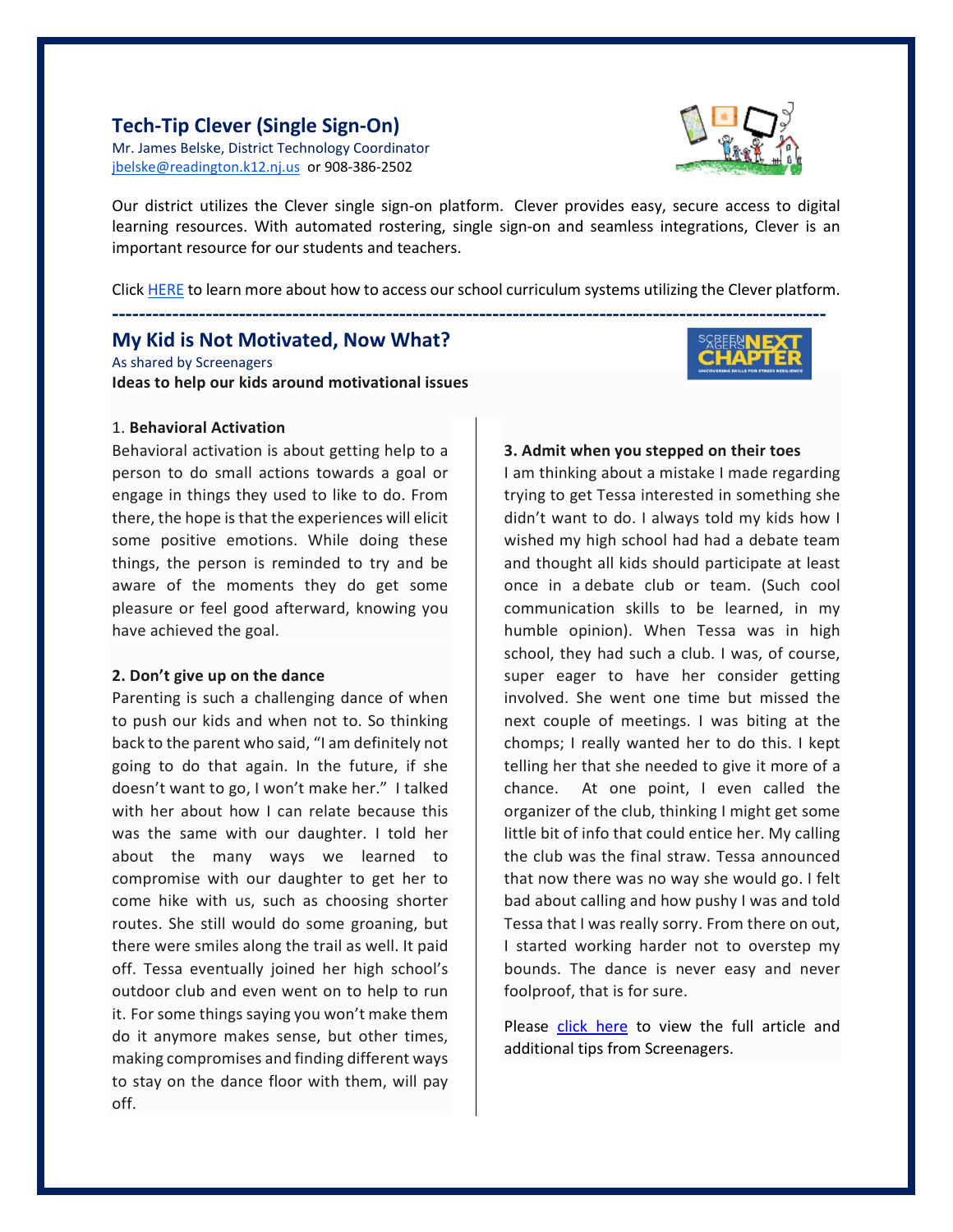## Tech-Tip Clever (Single Sign-On)

Mr. James Belske, District Technology Coordinator
jbelske@readington.k12.nj.us or 908-386-2502

Our district utilizes the Clever single sign-on platform. Clever provides easy, secure access to digital learning resources. With automated rostering, single sign-on and seamless integrations, Clever is an important resource for our students and teachers.

Click HERE to learn more about how to access our school curriculum systems utilizing the Clever platform.

---

## My Kid is Not Motivated, Now What?

As shared by Screenagers

**Ideas to help our kids around motivational issues**

1. **Behavioral Activation**

Behavioral activation is about getting help to a person to do small actions towards a goal or engage in things they used to like to do. From there, the hope is that the experiences will elicit some positive emotions. While doing these things, the person is reminded to try and be aware of the moments they do get some pleasure or feel good afterward, knowing you have achieved the goal.

**2. Don't give up on the dance**

Parenting is such a challenging dance of when to push our kids and when not to. So thinking back to the parent who said, "I am definitely not going to do that again. In the future, if she doesn't want to go, I won't make her." I talked with her about how I can relate because this was the same with our daughter. I told her about the many ways we learned to compromise with our daughter to get her to come hike with us, such as choosing shorter routes. She still would do some groaning, but there were smiles along the trail as well. It paid off. Tessa eventually joined her high school's outdoor club and even went on to help to run it. For some things saying you won't make them do it anymore makes sense, but other times, making compromises and finding different ways to stay on the dance floor with them, will pay off.

**3. Admit when you stepped on their toes**

I am thinking about a mistake I made regarding trying to get Tessa interested in something she didn't want to do. I always told my kids how I wished my high school had had a debate team and thought all kids should participate at least once in a debate club or team. (Such cool communication skills to be learned, in my humble opinion). When Tessa was in high school, they had such a club. I was, of course, super eager to have her consider getting involved. She went one time but missed the next couple of meetings. I was biting at the chomps; I really wanted her to do this. I kept telling her that she needed to give it more of a chance. At one point, I even called the organizer of the club, thinking I might get some little bit of info that could entice her. My calling the club was the final straw. Tessa announced that now there was no way she would go. I felt bad about calling and how pushy I was and told Tessa that I was really sorry. From there on out, I started working harder not to overstep my bounds. The dance is never easy and never foolproof, that is for sure.

Please click here to view the full article and additional tips from Screenagers.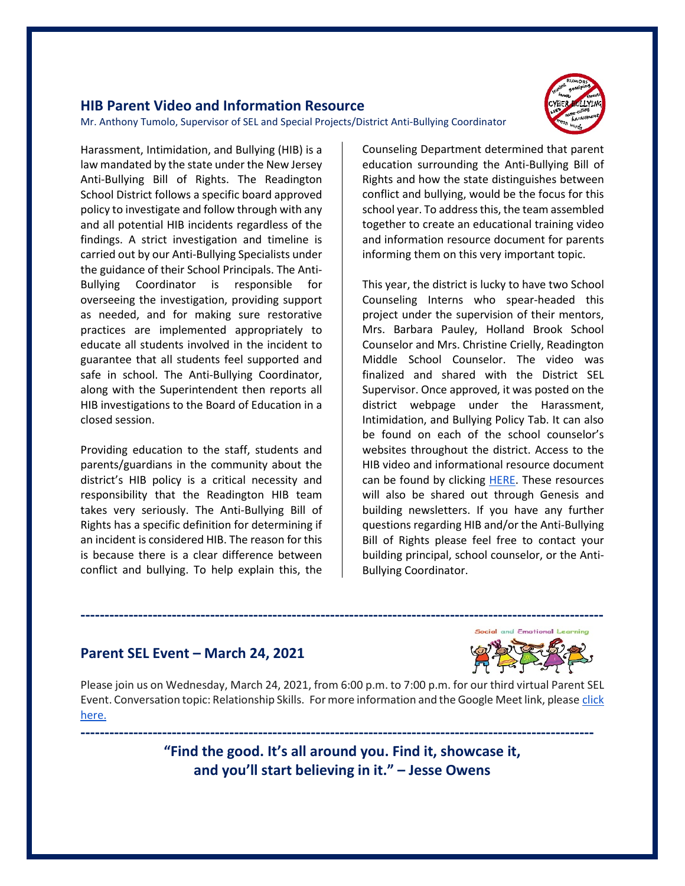## HIB Parent Video and Information Resource

Mr. Anthony Tumolo, Supervisor of SEL and Special Projects/District Anti-Bullying Coordinator

Harassment, Intimidation, and Bullying (HIB) is a law mandated by the state under the New Jersey Anti-Bullying Bill of Rights. The Readington School District follows a specific board approved policy to investigate and follow through with any and all potential HIB incidents regardless of the findings. A strict investigation and timeline is carried out by our Anti-Bullying Specialists under the guidance of their School Principals. The Anti-Bullying Coordinator is responsible for overseeing the investigation, providing support as needed, and for making sure restorative practices are implemented appropriately to educate all students involved in the incident to guarantee that all students feel supported and safe in school. The Anti-Bullying Coordinator, along with the Superintendent then reports all HIB investigations to the Board of Education in a closed session.

Providing education to the staff, students and parents/guardians in the community about the district's HIB policy is a critical necessity and responsibility that the Readington HIB team takes very seriously. The Anti-Bullying Bill of Rights has a specific definition for determining if an incident is considered HIB. The reason for this is because there is a clear difference between conflict and bullying. To help explain this, the Counseling Department determined that parent education surrounding the Anti-Bullying Bill of Rights and how the state distinguishes between conflict and bullying, would be the focus for this school year. To address this, the team assembled together to create an educational training video and information resource document for parents informing them on this very important topic.

This year, the district is lucky to have two School Counseling Interns who spear-headed this project under the supervision of their mentors, Mrs. Barbara Pauley, Holland Brook School Counselor and Mrs. Christine Crielly, Readington Middle School Counselor. The video was finalized and shared with the District SEL Supervisor. Once approved, it was posted on the district webpage under the Harassment, Intimidation, and Bullying Policy Tab. It can also be found on each of the school counselor's websites throughout the district. Access to the HIB video and informational resource document can be found by clicking HERE. These resources will also be shared out through Genesis and building newsletters. If you have any further questions regarding HIB and/or the Anti-Bullying Bill of Rights please feel free to contact your building principal, school counselor, or the Anti-Bullying Coordinator.

---

## Parent SEL Event – March 24, 2021

Please join us on Wednesday, March 24, 2021, from 6:00 p.m. to 7:00 p.m. for our third virtual Parent SEL Event. Conversation topic: Relationship Skills. For more information and the Google Meet link, please click here.

---

**"Find the good. It's all around you. Find it, showcase it, and you'll start believing in it." – Jesse Owens**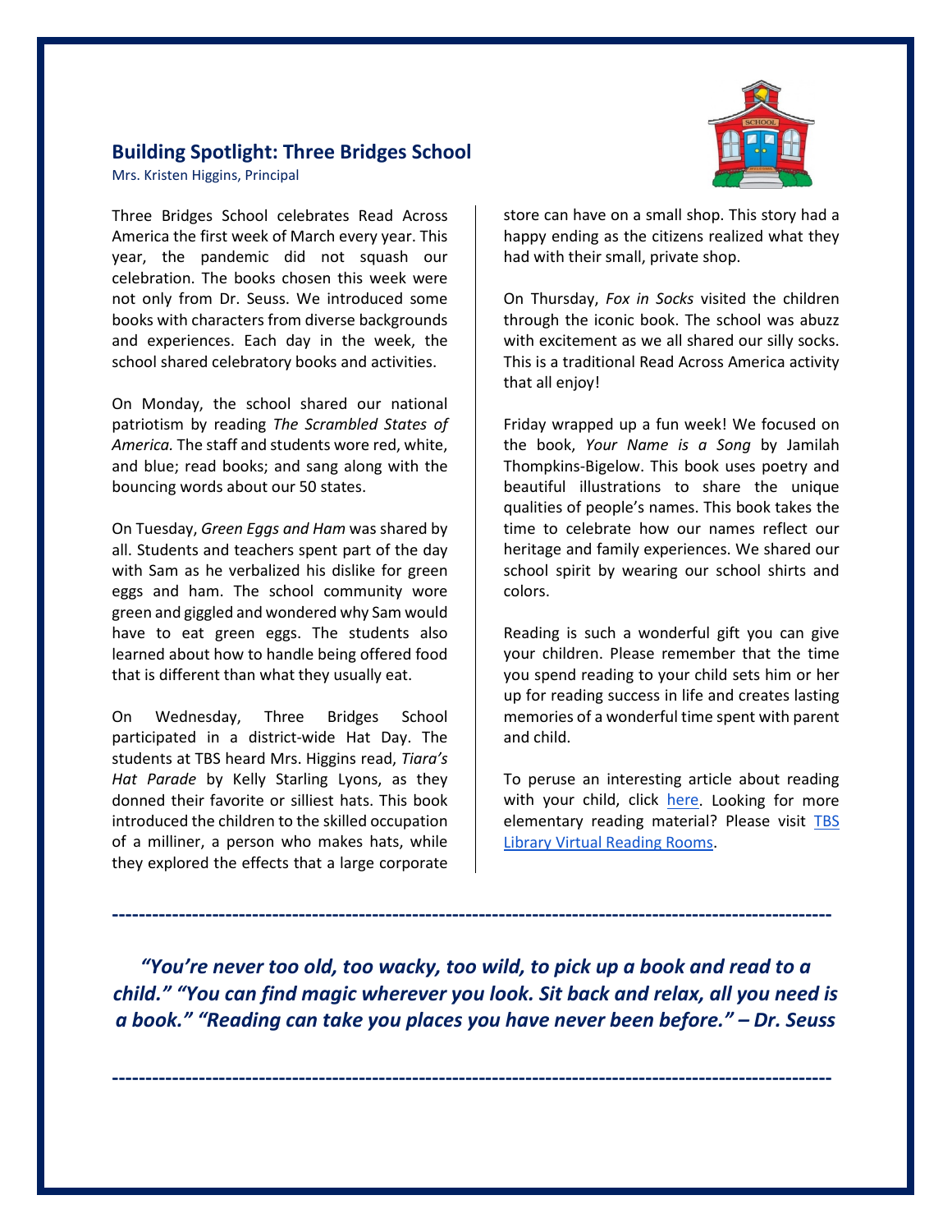## Building Spotlight: Three Bridges School

Mrs. Kristen Higgins, Principal

Three Bridges School celebrates Read Across America the first week of March every year. This year, the pandemic did not squash our celebration. The books chosen this week were not only from Dr. Seuss. We introduced some books with characters from diverse backgrounds and experiences. Each day in the week, the school shared celebratory books and activities.

On Monday, the school shared our national patriotism by reading *The Scrambled States of America.* The staff and students wore red, white, and blue; read books; and sang along with the bouncing words about our 50 states.

On Tuesday, *Green Eggs and Ham* was shared by all. Students and teachers spent part of the day with Sam as he verbalized his dislike for green eggs and ham. The school community wore green and giggled and wondered why Sam would have to eat green eggs. The students also learned about how to handle being offered food that is different than what they usually eat.

On Wednesday, Three Bridges School participated in a district-wide Hat Day. The students at TBS heard Mrs. Higgins read, *Tiara's Hat Parade* by Kelly Starling Lyons, as they donned their favorite or silliest hats. This book introduced the children to the skilled occupation of a milliner, a person who makes hats, while they explored the effects that a large corporate store can have on a small shop. This story had a happy ending as the citizens realized what they had with their small, private shop.

On Thursday, *Fox in Socks* visited the children through the iconic book. The school was abuzz with excitement as we all shared our silly socks. This is a traditional Read Across America activity that all enjoy!

Friday wrapped up a fun week! We focused on the book, *Your Name is a Song* by Jamilah Thompkins-Bigelow. This book uses poetry and beautiful illustrations to share the unique qualities of people's names. This book takes the time to celebrate how our names reflect our heritage and family experiences. We shared our school spirit by wearing our school shirts and colors.

Reading is such a wonderful gift you can give your children. Please remember that the time you spend reading to your child sets him or her up for reading success in life and creates lasting memories of a wonderful time spent with parent and child.

To peruse an interesting article about reading with your child, click here. Looking for more elementary reading material? Please visit TBS Library Virtual Reading Rooms.

---

***"You're never too old, too wacky, too wild, to pick up a book and read to a child." "You can find magic wherever you look. Sit back and relax, all you need is a book." "Reading can take you places you have never been before." – Dr. Seuss***

---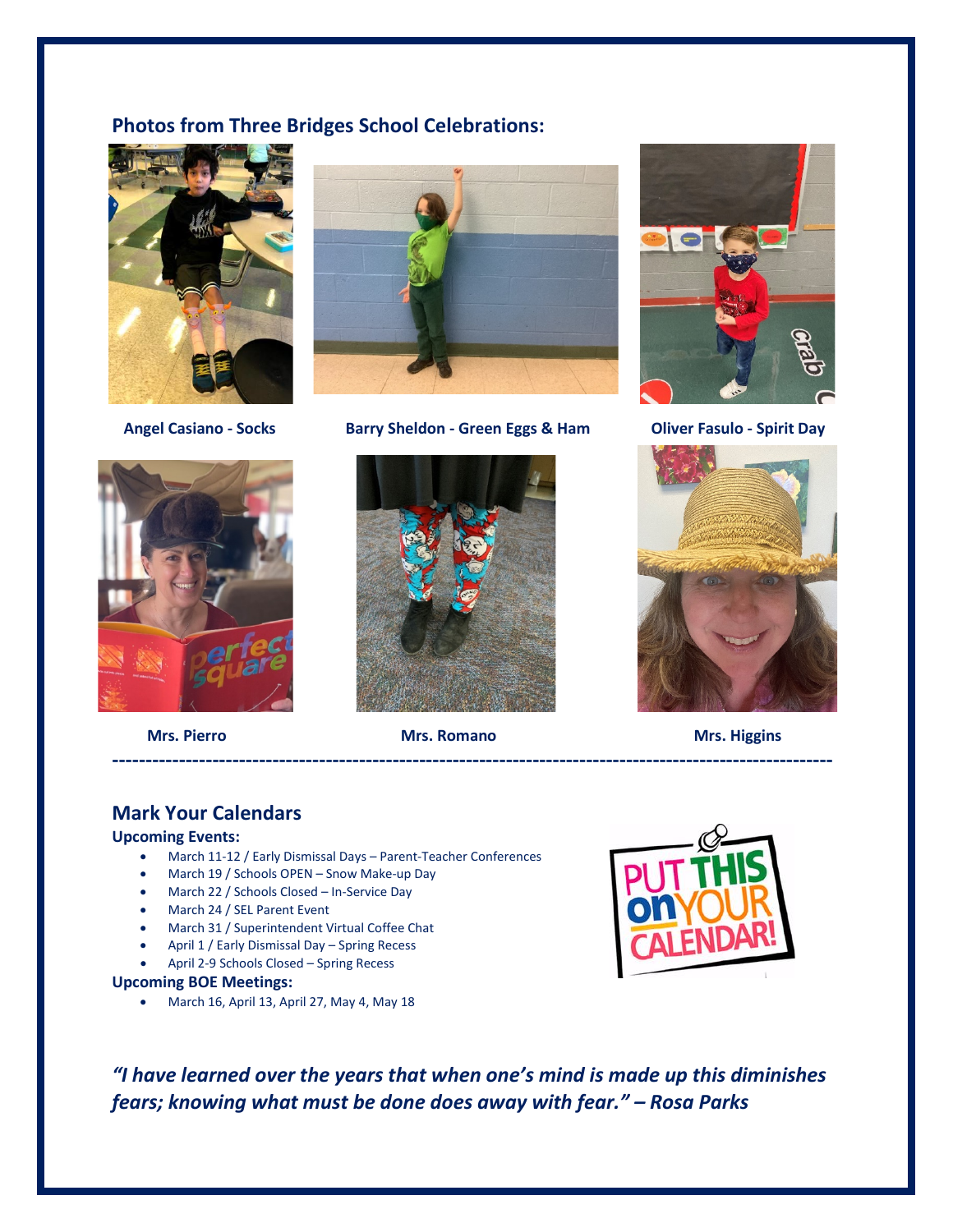## Photos from Three Bridges School Celebrations:

**Angel Casiano - Socks**

**Barry Sheldon - Green Eggs & Ham**

**Oliver Fasulo - Spirit Day**

**Mrs. Pierro**

**Mrs. Romano**

**Mrs. Higgins**

---

## Mark Your Calendars

**Upcoming Events:**

- March 11-12 / Early Dismissal Days – Parent-Teacher Conferences
- March 19 / Schools OPEN – Snow Make-up Day
- March 22 / Schools Closed – In-Service Day
- March 24 / SEL Parent Event
- March 31 / Superintendent Virtual Coffee Chat
- April 1 / Early Dismissal Day – Spring Recess
- April 2-9 Schools Closed – Spring Recess

**Upcoming BOE Meetings:**

- March 16, April 13, April 27, May 4, May 18

***"I have learned over the years that when one's mind is made up this diminishes fears; knowing what must be done does away with fear." – Rosa Parks***